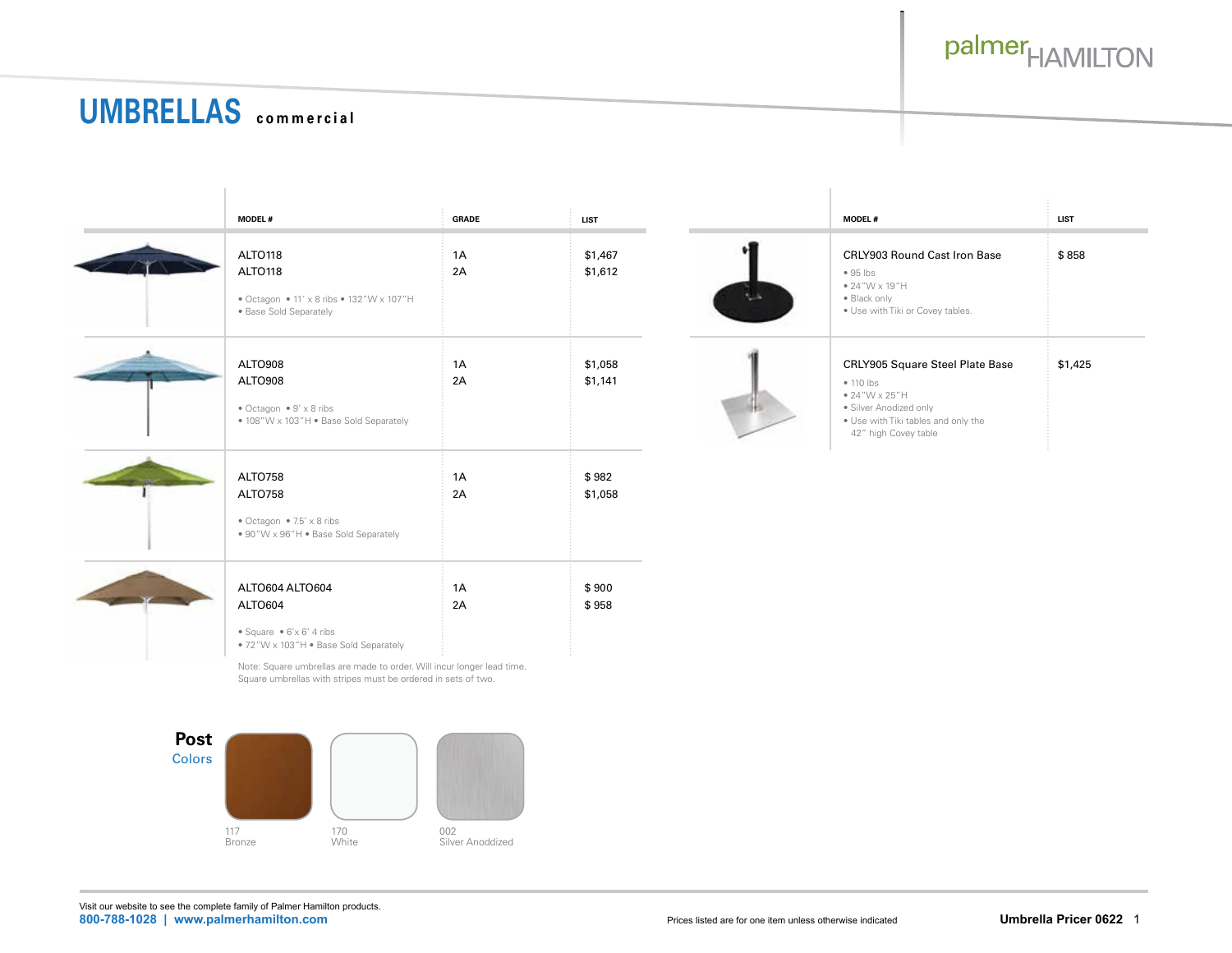# UMBRELLAS commercial

| MODEL # | GRADE | LIST |
|---|---|---|
| ALTO118<br>ALTO118<br><br>• Octagon • 11' x 8 ribs • 132"W x 107"H<br>• Base Sold Separately | 1A<br>2A | $1,467<br>$1,612 |
| ALTO908<br>ALTO908<br><br>• Octagon • 9' x 8 ribs<br>• 108"W x 103"H • Base Sold Separately | 1A<br>2A | $1,058<br>$1,141 |
| ALTO758<br>ALTO758<br><br>• Octagon • 7.5' x 8 ribs<br>• 90"W x 96"H • Base Sold Separately | 1A<br>2A | $ 982<br>$1,058 |
| ALTO604 ALTO604<br>ALTO604<br><br>• Square • 6'x 6' 4 ribs<br>• 72"W x 103"H • Base Sold Separately | 1A<br>2A | $ 900<br>$ 958 |

Note: Square umbrellas are made to order. Will incur longer lead time.
Square umbrellas with stripes must be ordered in sets of two.

| MODEL # | LIST |
|---|---|
| CRLY903 Round Cast Iron Base<br>• 95 lbs<br>• 24"W x 19"H<br>• Black only<br>• Use with Tiki or Covey tables. | $ 858 |
| CRLY905 Square Steel Plate Base<br>• 110 lbs<br>• 24"W x 25"H<br>• Silver Anodized only<br>• Use with Tiki tables and only the 42" high Covey table | $1,425 |

**Post** Colors

- 117 Bronze
- 170 White
- 002 Silver Anoddized

Visit our website to see the complete family of Palmer Hamilton products.
800-788-1028 | www.palmerhamilton.com

Prices listed are for one item unless otherwise indicated

Umbrella Pricer 0622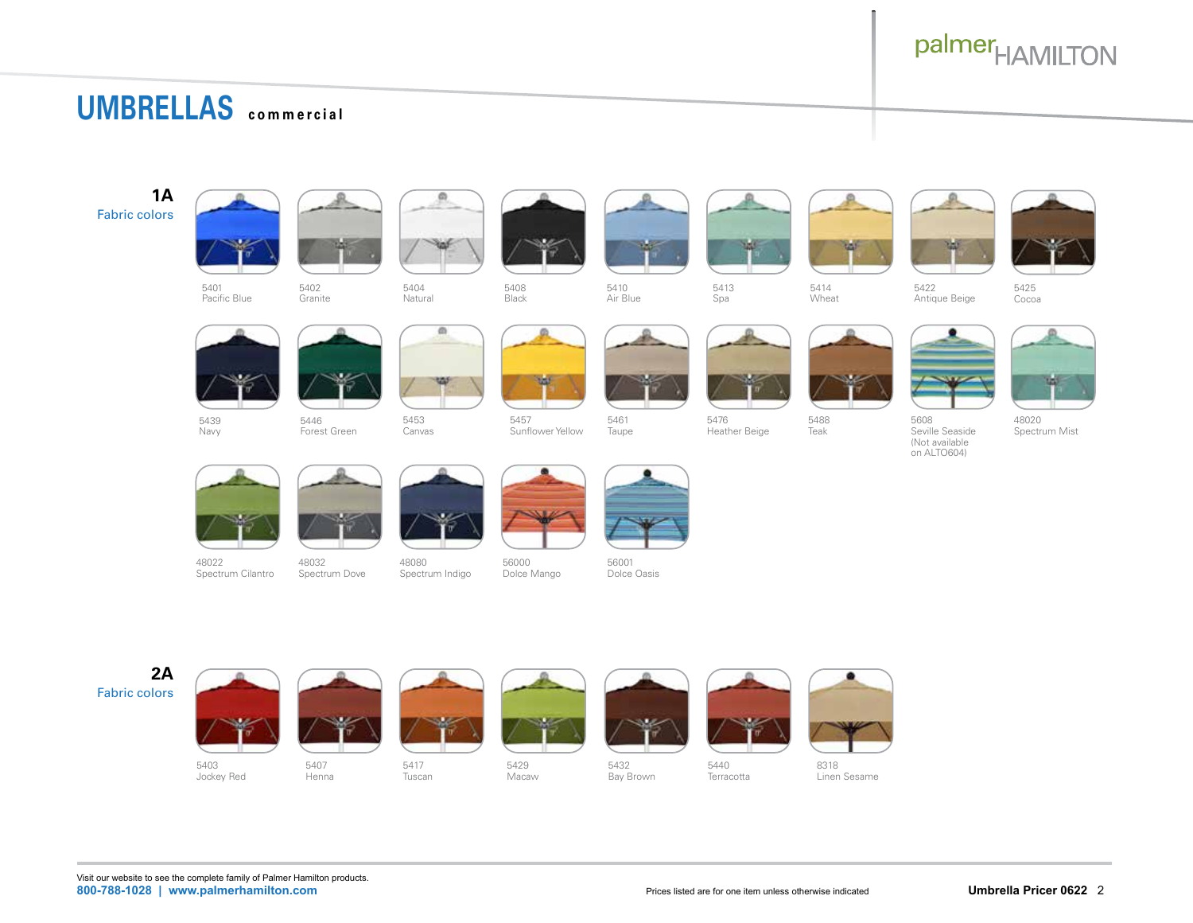# UMBRELLAS commercial

## 1A
Fabric colors

5401
Pacific Blue

5402
Granite

5404
Natural

5408
Black

5410
Air Blue

5413
Spa

5414
Wheat

5422
Antique Beige

5425
Cocoa

5439
Navy

5446
Forest Green

5453
Canvas

5457
Sunflower Yellow

5461
Taupe

5476
Heather Beige

5488
Teak

5608
Seville Seaside
(Not available on ALTO604)

48020
Spectrum Mist

48022
Spectrum Cilantro

48032
Spectrum Dove

48080
Spectrum Indigo

56000
Dolce Mango

56001
Dolce Oasis

## 2A
Fabric colors

5403
Jockey Red

5407
Henna

5417
Tuscan

5429
Macaw

5432
Bay Brown

5440
Terracotta

8318
Linen Sesame

Visit our website to see the complete family of Palmer Hamilton products.
**800-788-1028 | www.palmerhamilton.com**

Prices listed are for one item unless otherwise indicated

**Umbrella Pricer 0622**